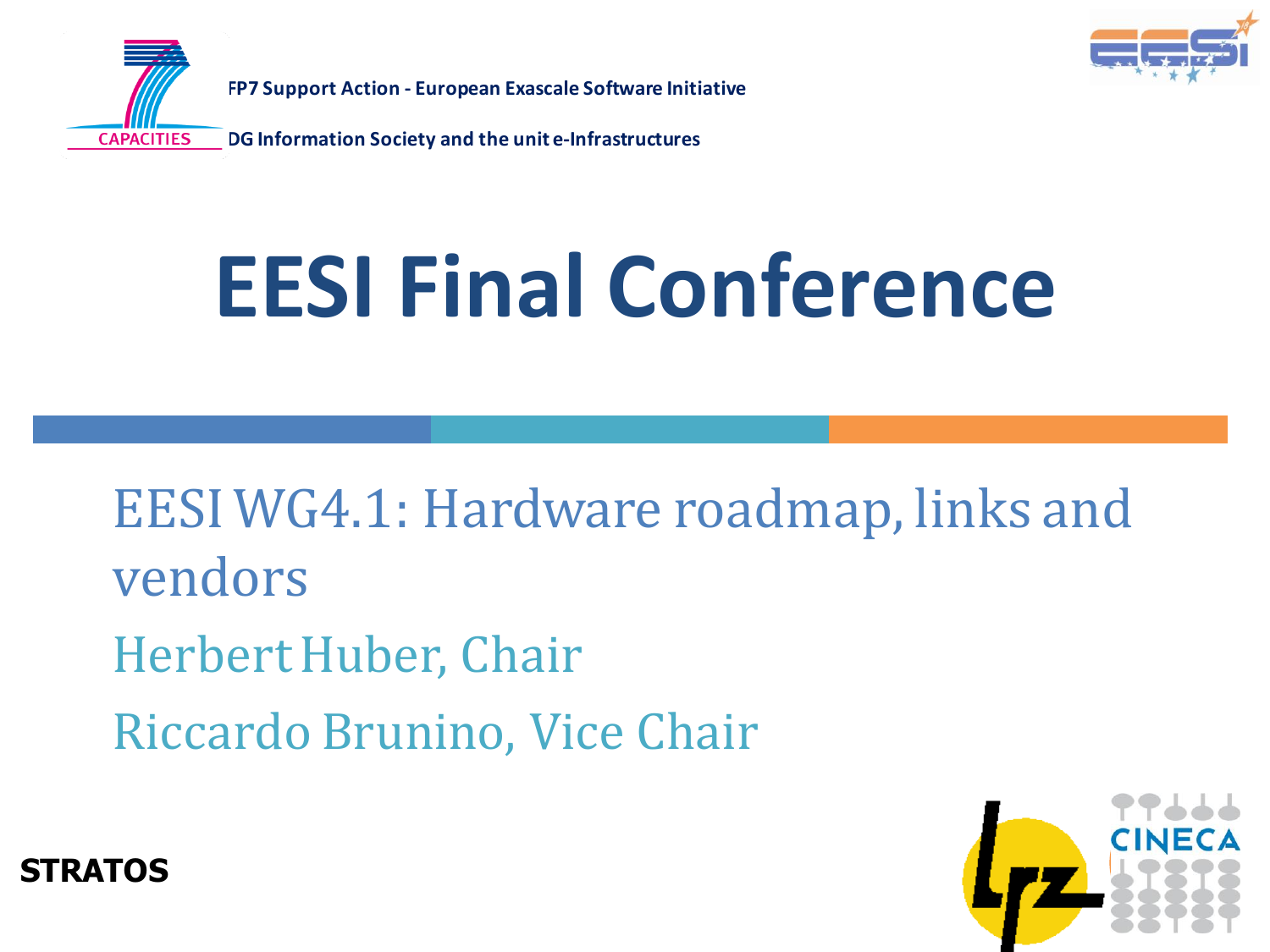FP7 Support Action - European Exascale Software Initiative

DG Information Society and the unit e-Infrastructures

# EESI Final Conference

## EESI WG4.1: Hardware roadmap, links and vendors

Herbert Huber, Chair

Riccardo Brunino, Vice Chair

**STRATOS**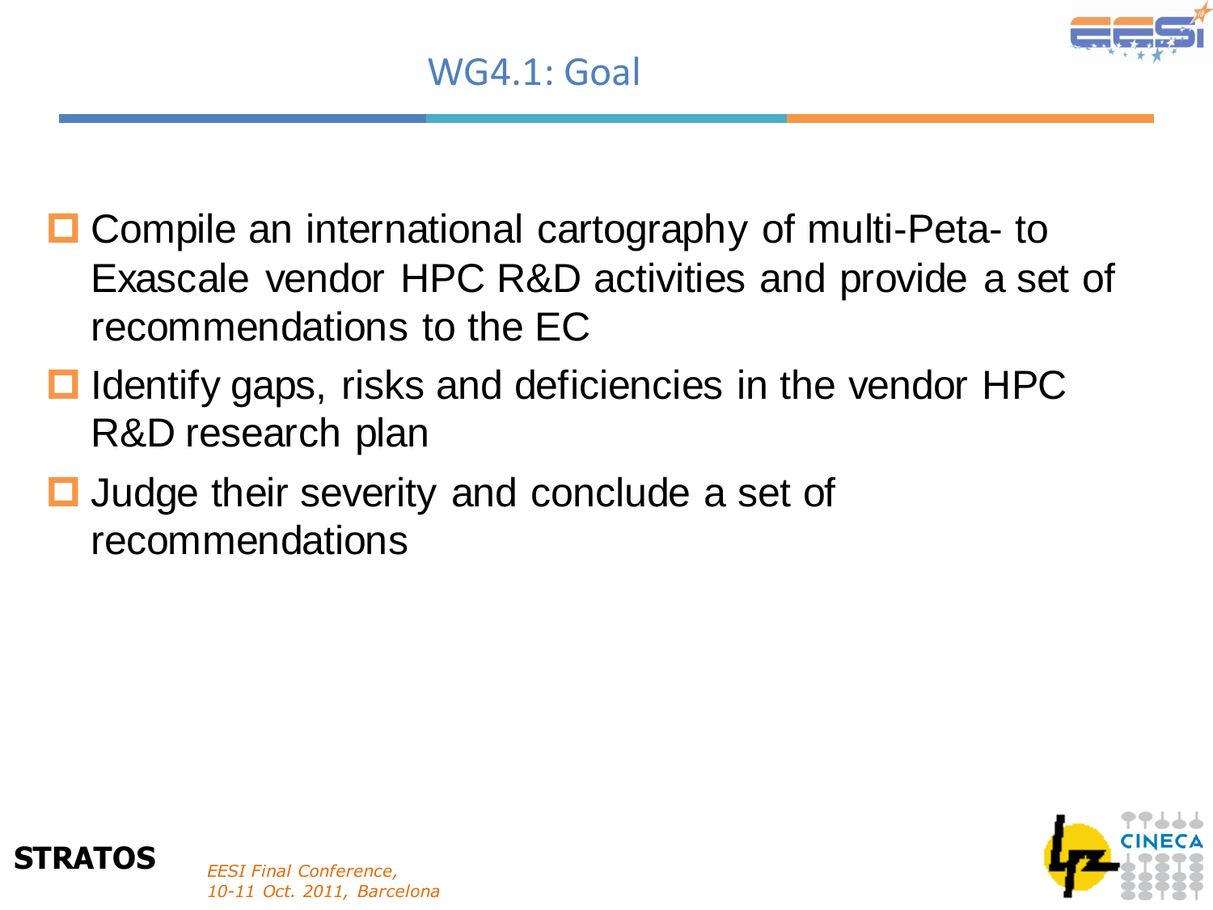# WG4.1: Goal

- Compile an international cartography of multi-Peta- to Exascale vendor HPC R&D activities and provide a set of recommendations to the EC
- Identify gaps, risks and deficiencies in the vendor HPC R&D research plan
- Judge their severity and conclude a set of recommendations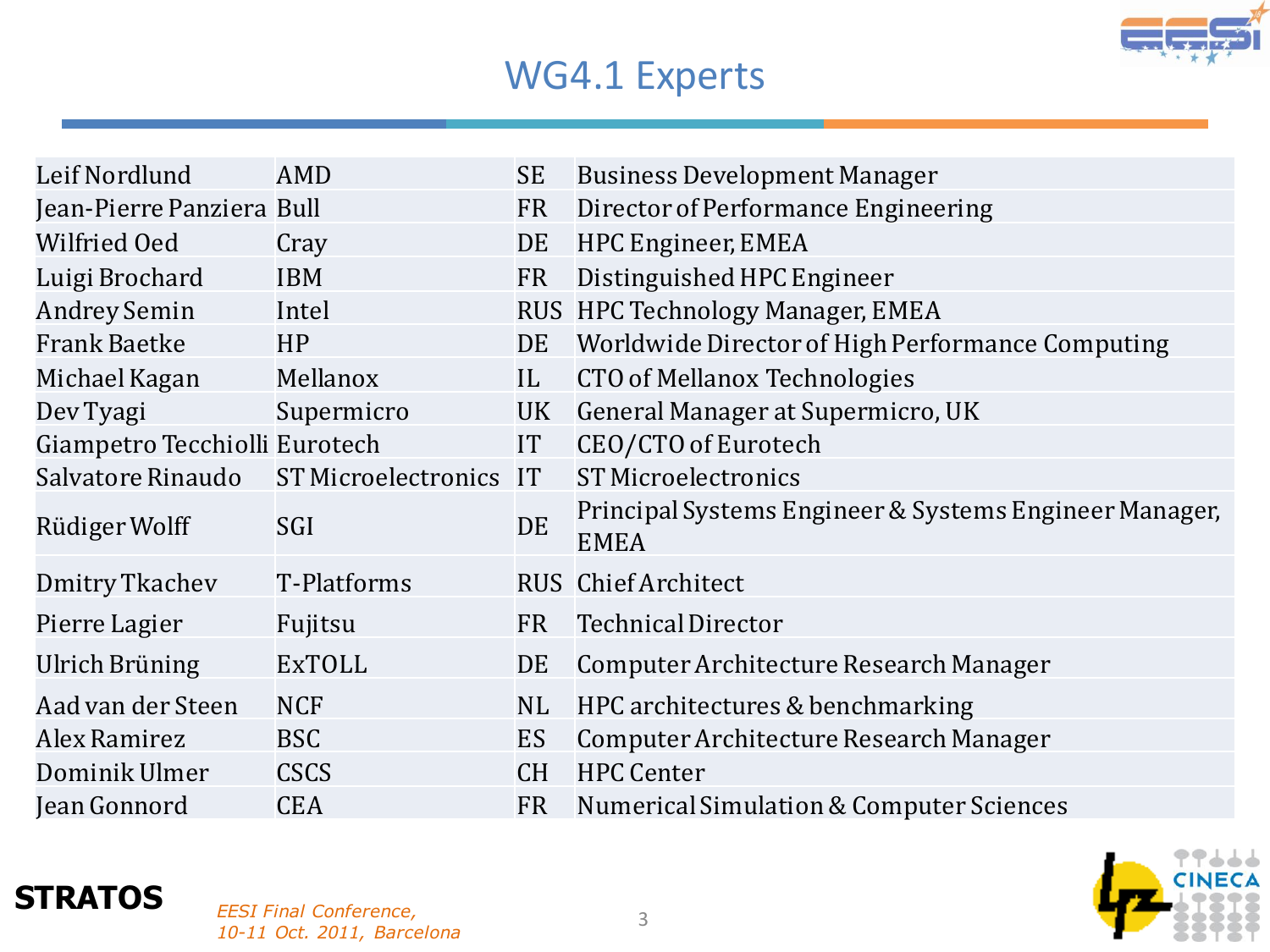# WG4.1 Experts

| | | | |
|---|---|---|---|
| Leif Nordlund | AMD | SE | Business Development Manager |
| Jean-Pierre Panziera | Bull | FR | Director of Performance Engineering |
| Wilfried Oed | Cray | DE | HPC Engineer, EMEA |
| Luigi Brochard | IBM | FR | Distinguished HPC Engineer |
| Andrey Semin | Intel | RUS | HPC Technology Manager, EMEA |
| Frank Baetke | HP | DE | Worldwide Director of High Performance Computing |
| Michael Kagan | Mellanox | IL | CTO of Mellanox Technologies |
| Dev Tyagi | Supermicro | UK | General Manager at Supermicro, UK |
| Giampetro Tecchiolli | Eurotech | IT | CEO/CTO of Eurotech |
| Salvatore Rinaudo | ST Microelectronics | IT | ST Microelectronics |
| Rüdiger Wolff | SGI | DE | Principal Systems Engineer & Systems Engineer Manager, EMEA |
| Dmitry Tkachev | T-Platforms | RUS | Chief Architect |
| Pierre Lagier | Fujitsu | FR | Technical Director |
| Ulrich Brüning | ExTOLL | DE | Computer Architecture Research Manager |
| Aad van der Steen | NCF | NL | HPC architectures & benchmarking |
| Alex Ramirez | BSC | ES | Computer Architecture Research Manager |
| Dominik Ulmer | CSCS | CH | HPC Center |
| Jean Gonnord | CEA | FR | Numerical Simulation & Computer Sciences |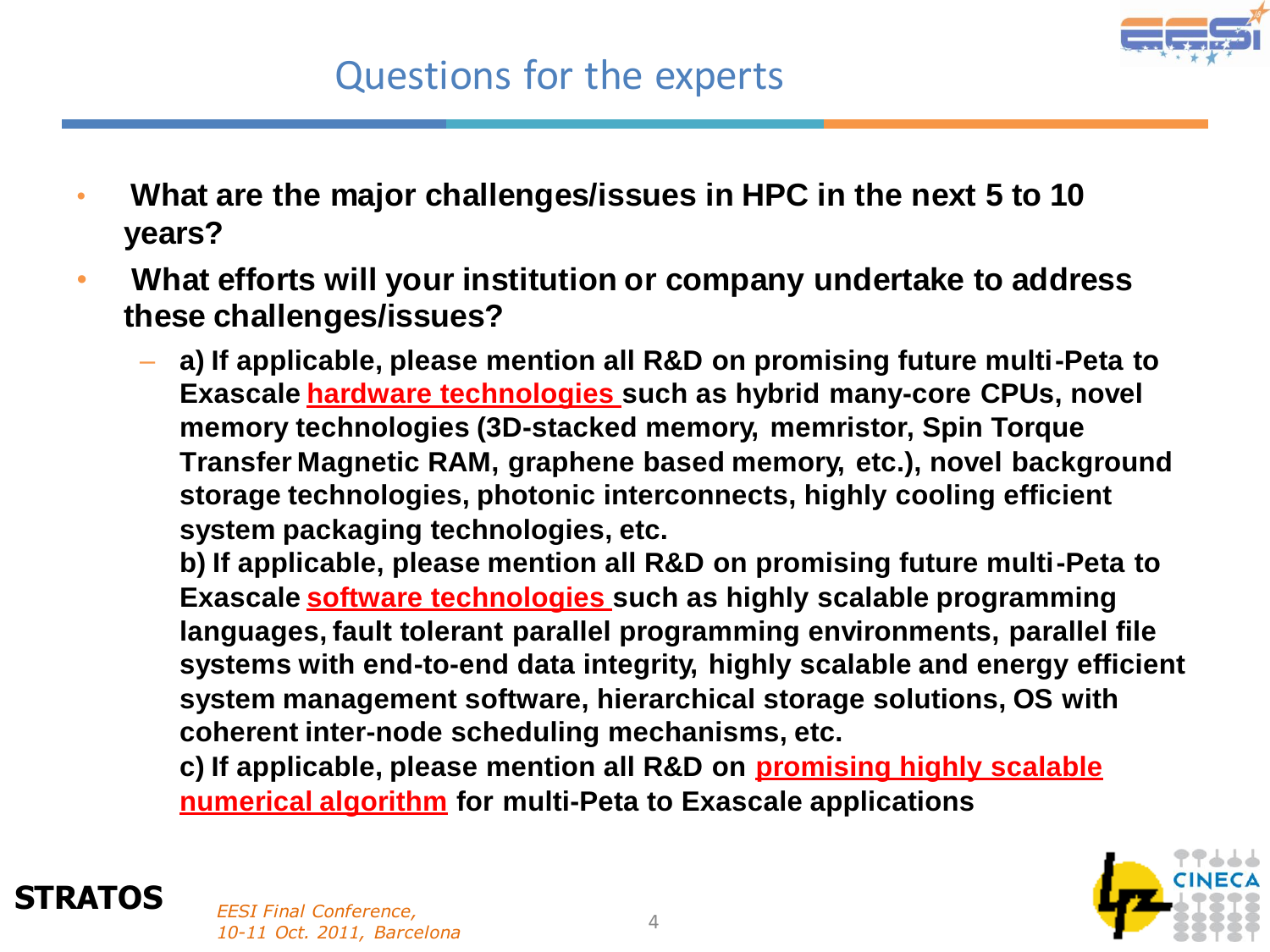# Questions for the experts

- **What are the major challenges/issues in HPC in the next 5 to 10 years?**
- **What efforts will your institution or company undertake to address these challenges/issues?**
  - **a) If applicable, please mention all R&D on promising future multi-Peta to Exascale hardware technologies such as hybrid many-core CPUs, novel memory technologies (3D-stacked memory, memristor, Spin Torque Transfer Magnetic RAM, graphene based memory, etc.), novel background storage technologies, photonic interconnects, highly cooling efficient system packaging technologies, etc.**

    **b) If applicable, please mention all R&D on promising future multi-Peta to Exascale software technologies such as highly scalable programming languages, fault tolerant parallel programming environments, parallel file systems with end-to-end data integrity, highly scalable and energy efficient system management software, hierarchical storage solutions, OS with coherent inter-node scheduling mechanisms, etc.**

    **c) If applicable, please mention all R&D on promising highly scalable numerical algorithm for multi-Peta to Exascale applications**

**STRATOS**

*EESI Final Conference, 10-11 Oct. 2011, Barcelona*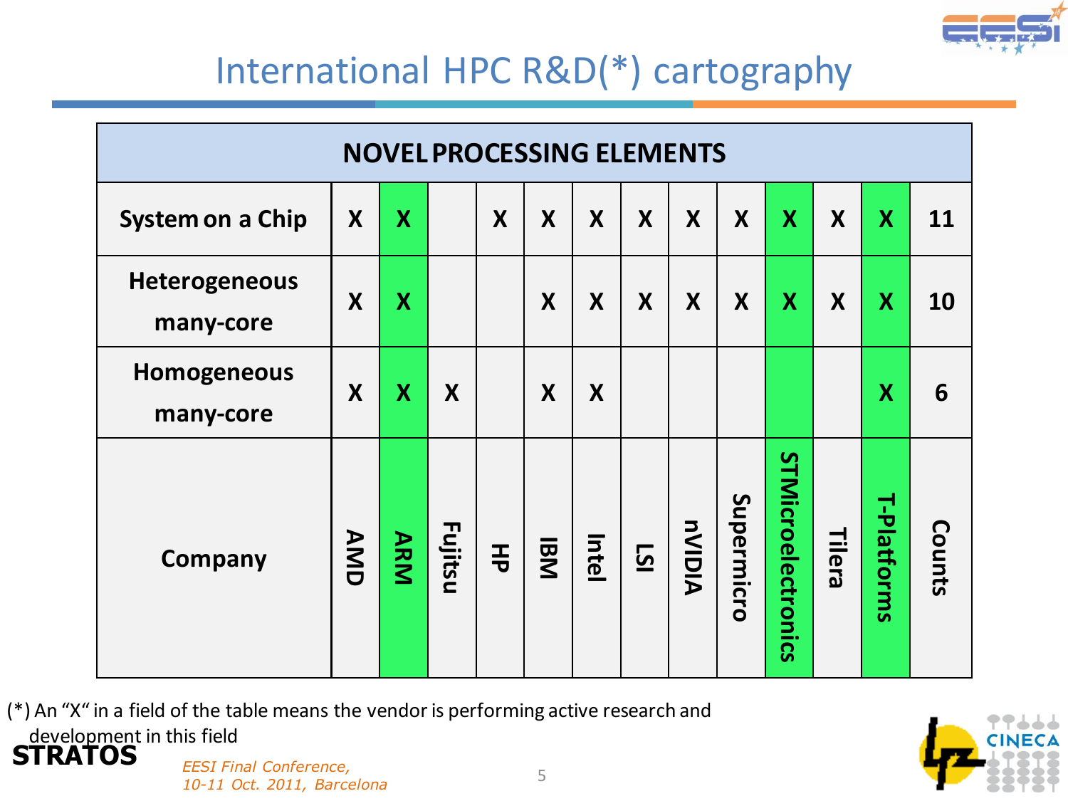# International HPC R&D(*) cartography

| NOVEL PROCESSING ELEMENTS | | | | | | | | | | | | | |
|---|---|---|---|---|---|---|---|---|---|---|---|---|---|
| Company | AMD | ARM | Fujitsu | HP | IBM | Intel | LSI | nVIDIA | Supermicro | STMicroelectronics | Tilera | T-Platforms | Counts |
| System on a Chip | X | X | | X | X | X | X | X | X | X | X | X | 11 |
| Heterogeneous many-core | X | X | | | X | X | X | X | X | X | X | X | 10 |
| Homogeneous many-core | X | X | X | | X | X | | | | | | X | 6 |

(*) An "X" in a field of the table means the vendor is performing active research and development in this field

**STRATOS**

*EESI Final Conference, 10-11 Oct. 2011, Barcelona*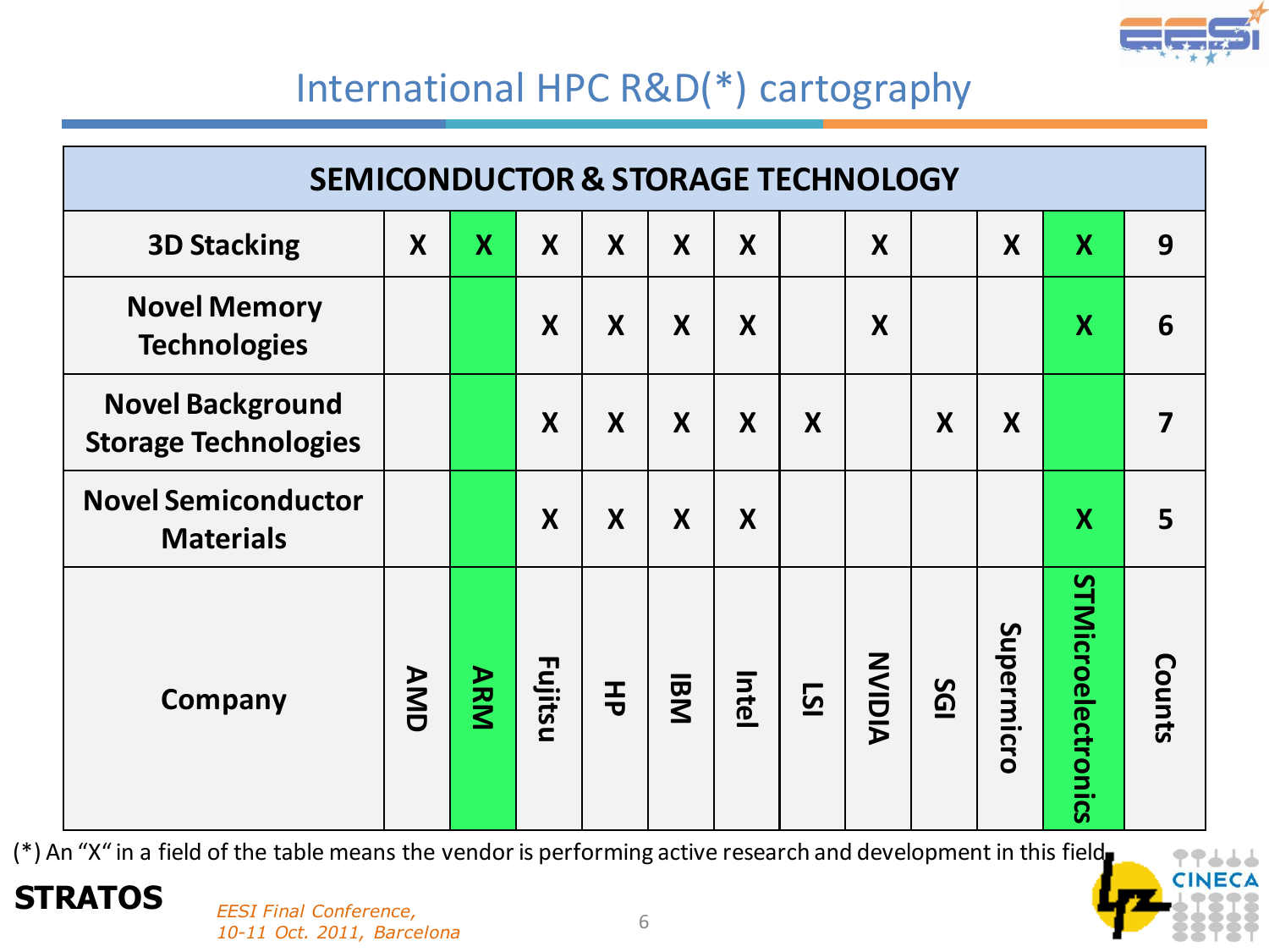# International HPC R&D(*) cartography

| SEMICONDUCTOR & STORAGE TECHNOLOGY | | | | | | | | | | | | |
|---|---|---|---|---|---|---|---|---|---|---|---|---|
| **Company** | **AMD** | **ARM** | **Fujitsu** | **HP** | **IBM** | **Intel** | **LSI** | **NVIDIA** | **SGI** | **Supermicro** | **STMicroelectronics** | **Counts** |
| **3D Stacking** | X | X | X | X | X | X | | X | | X | X | 9 |
| **Novel Memory Technologies** | | | X | X | X | X | | X | | | X | 6 |
| **Novel Background Storage Technologies** | | | X | X | X | X | X | | X | X | | 7 |
| **Novel Semiconductor Materials** | | | X | X | X | X | | | | | X | 5 |

(*) An "X" in a field of the table means the vendor is performing active research and development in this field.

**STRATOS**

*EESI Final Conference, 10-11 Oct. 2011, Barcelona*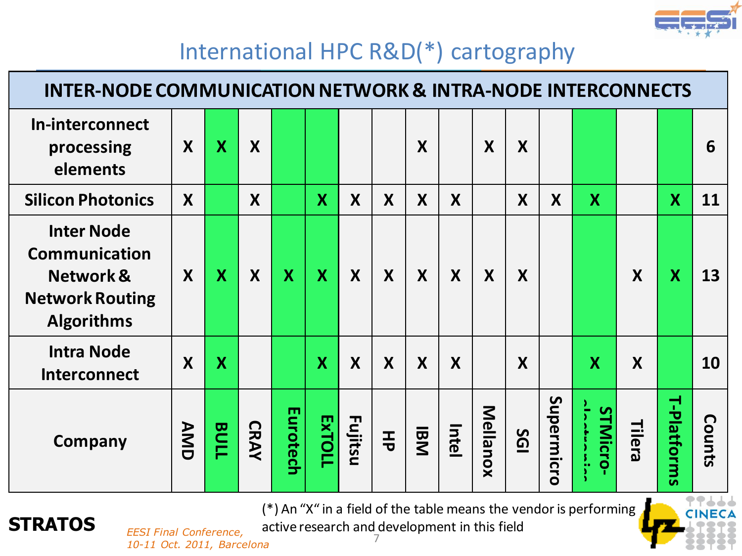# International HPC R&D(*) cartography

## INTER-NODE COMMUNICATION NETWORK & INTRA-NODE INTERCONNECTS

| Company | AMD | BULL | CRAY | Eurotech | ExTOLL | Fujitsu | HP | IBM | Intel | Mellanox | SGI | Supermicro | STMicro-electronics | Tilera | T-Platforms | Counts |
|---|---|---|---|---|---|---|---|---|---|---|---|---|---|---|---|---|
| In-interconnect processing elements | X | X | X | | | | | X | | X | X | | | | | 6 |
| Silicon Photonics | X | | X | | X | X | X | X | X | | X | X | X | | X | 11 |
| Inter Node Communication Network & Network Routing Algorithms | X | X | X | X | X | X | X | X | X | X | X | | | X | X | 13 |
| Intra Node Interconnect | X | X | | | X | X | X | X | X | | X | | X | X | | 10 |

(*) An "X" in a field of the table means the vendor is performing active research and development in this field

**STRATOS**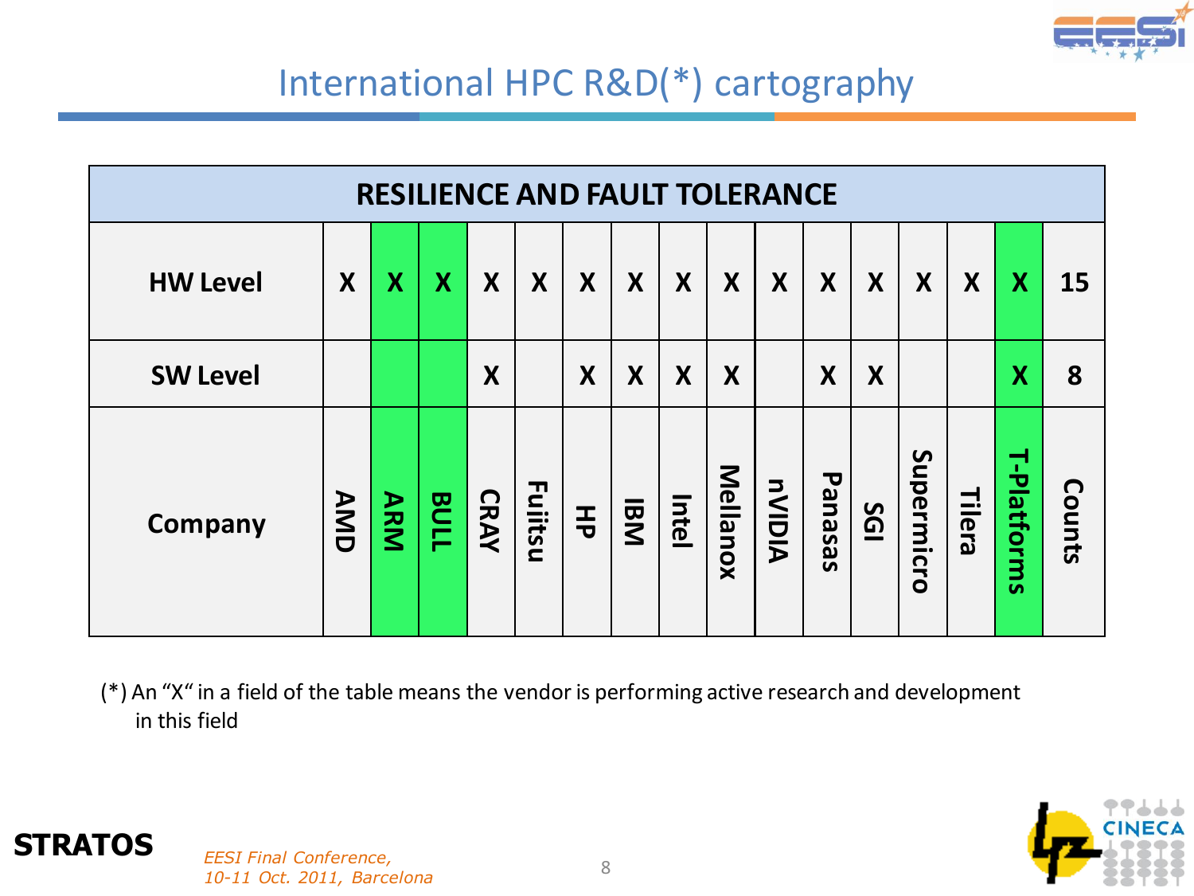# International HPC R&D(*) cartography

| RESILIENCE AND FAULT TOLERANCE | | | | | | | | | | | | | | | | |
|---|---|---|---|---|---|---|---|---|---|---|---|---|---|---|---|---|
| **HW Level** | X | X | X | X | X | X | X | X | X | X | X | X | X | X | X | 15 |
| **SW Level** | | | | X | | X | X | X | X | | X | X | | | X | 8 |
| **Company** | AMD | ARM | BULL | CRAY | Fujitsu | HP | IBM | Intel | Mellanox | nVIDIA | Panasas | SGI | Supermicro | Tilera | T-Platforms | Counts |

(*) An "X" in a field of the table means the vendor is performing active research and development in this field

STRATOS

*EESI Final Conference, 10-11 Oct. 2011, Barcelona*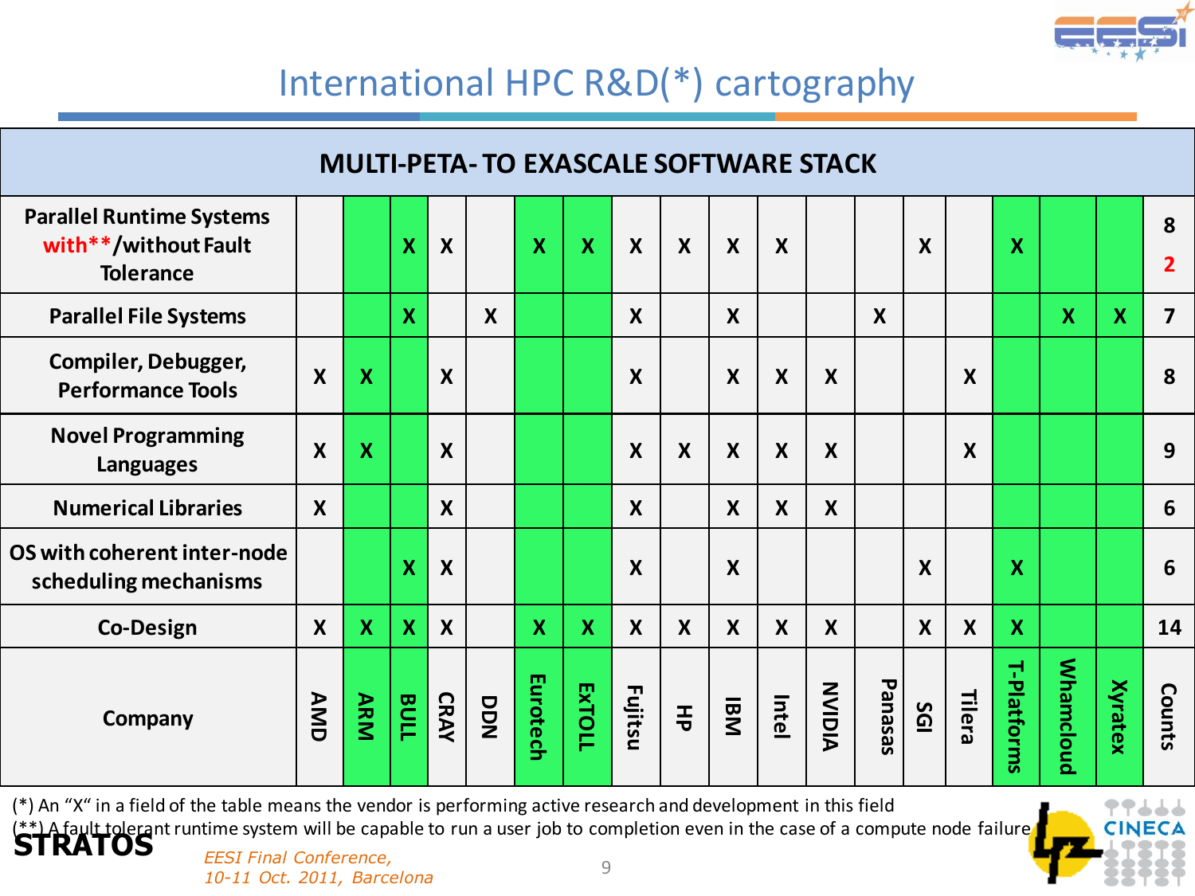# International HPC R&D(*) cartography

| MULTI-PETA- TO EXASCALE SOFTWARE STACK | AMD | ARM | BULL | CRAY | DDN | Eurotech | ExTOLL | Fujitsu | HP | IBM | Intel | NVIDIA | Panasas | SGI | Tilera | T-Platforms | Whamcloud | Xyratex | Counts |
|---|---|---|---|---|---|---|---|---|---|---|---|---|---|---|---|---|---|---|---|
| Parallel Runtime Systems with**/without Fault Tolerance | | | X | X | | X | X | X | X | X | X | | | X | | X | | | 8 / 2 |
| Parallel File Systems | | | X | | X | | | X | | X | | | X | | | | X | X | 7 |
| Compiler, Debugger, Performance Tools | X | X | | X | | | | X | | X | X | X | | | X | | | | 8 |
| Novel Programming Languages | X | X | | X | | | | X | X | X | X | X | | | X | | | | 9 |
| Numerical Libraries | X | | | X | | | | X | | X | X | X | | | | | | | 6 |
| OS with coherent inter-node scheduling mechanisms | | | X | X | | | | X | | X | | | | X | | X | | | 6 |
| Co-Design | X | X | X | X | | X | X | X | X | X | X | X | | X | X | X | | | 14 |

(*) An "X" in a field of the table means the vendor is performing active research and development in this field

(**) A fault tolerant runtime system will be capable to run a user job to completion even in the case of a compute node failure

STRATOS

*EESI Final Conference, 10-11 Oct. 2011, Barcelona*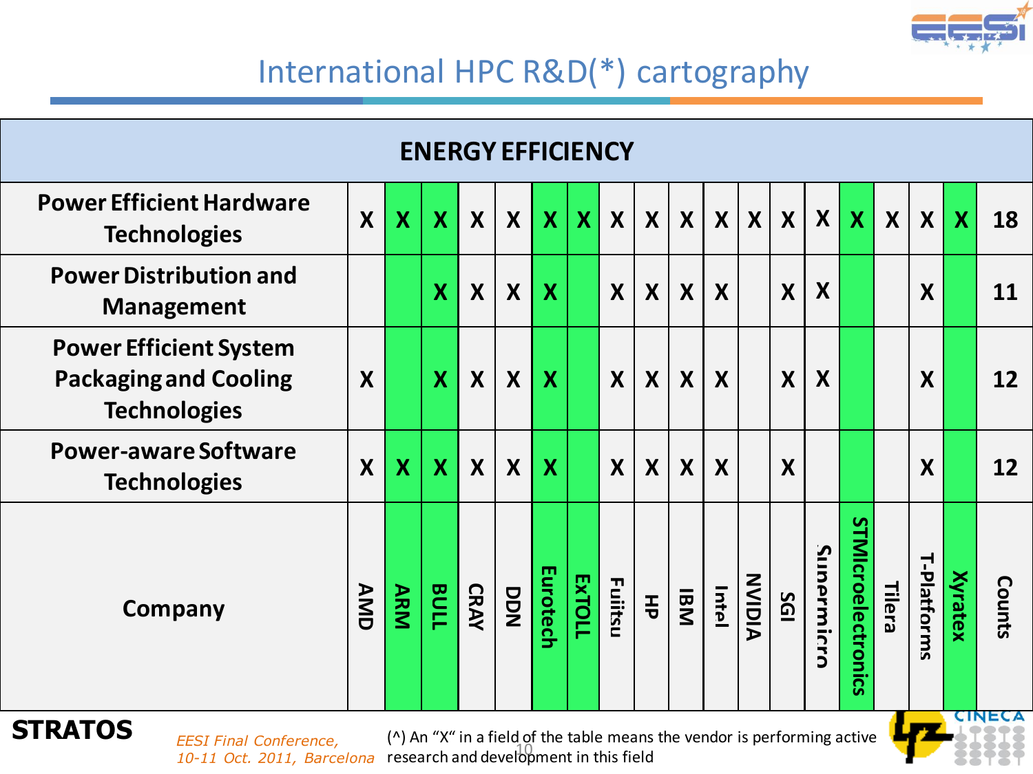# International HPC R&D(*) cartography

| ENERGY EFFICIENCY | | | | | | | | | | | | | | | | | | | |
|---|---|---|---|---|---|---|---|---|---|---|---|---|---|---|---|---|---|---|---|
| **Company** | **AMD** | **ARM** | **BULL** | **CRAY** | **DDN** | **Eurotech** | **ExTOLL** | **Fujitsu** | **HP** | **IBM** | **Intel** | **NVIDIA** | **SGI** | **Supermicro** | **STMicroelectronics** | **Tilera** | **T-Platforms** | **Xyratex** | **Counts** |
| **Power Efficient Hardware Technologies** | X | X | X | X | X | X | X | X | X | X | X | X | X | X | X | X | X | X | 18 |
| **Power Distribution and Management** | | | X | X | X | X | | X | X | X | X | | X | X | | | X | | 11 |
| **Power Efficient System Packaging and Cooling Technologies** | X | | X | X | X | X | | X | X | X | X | | X | X | | | X | | 12 |
| **Power-aware Software Technologies** | X | X | X | X | X | X | | X | X | X | X | | X | | | | X | | 12 |

**STRATOS**

(^) An "X" in a field of the table means the vendor is performing active research and development in this field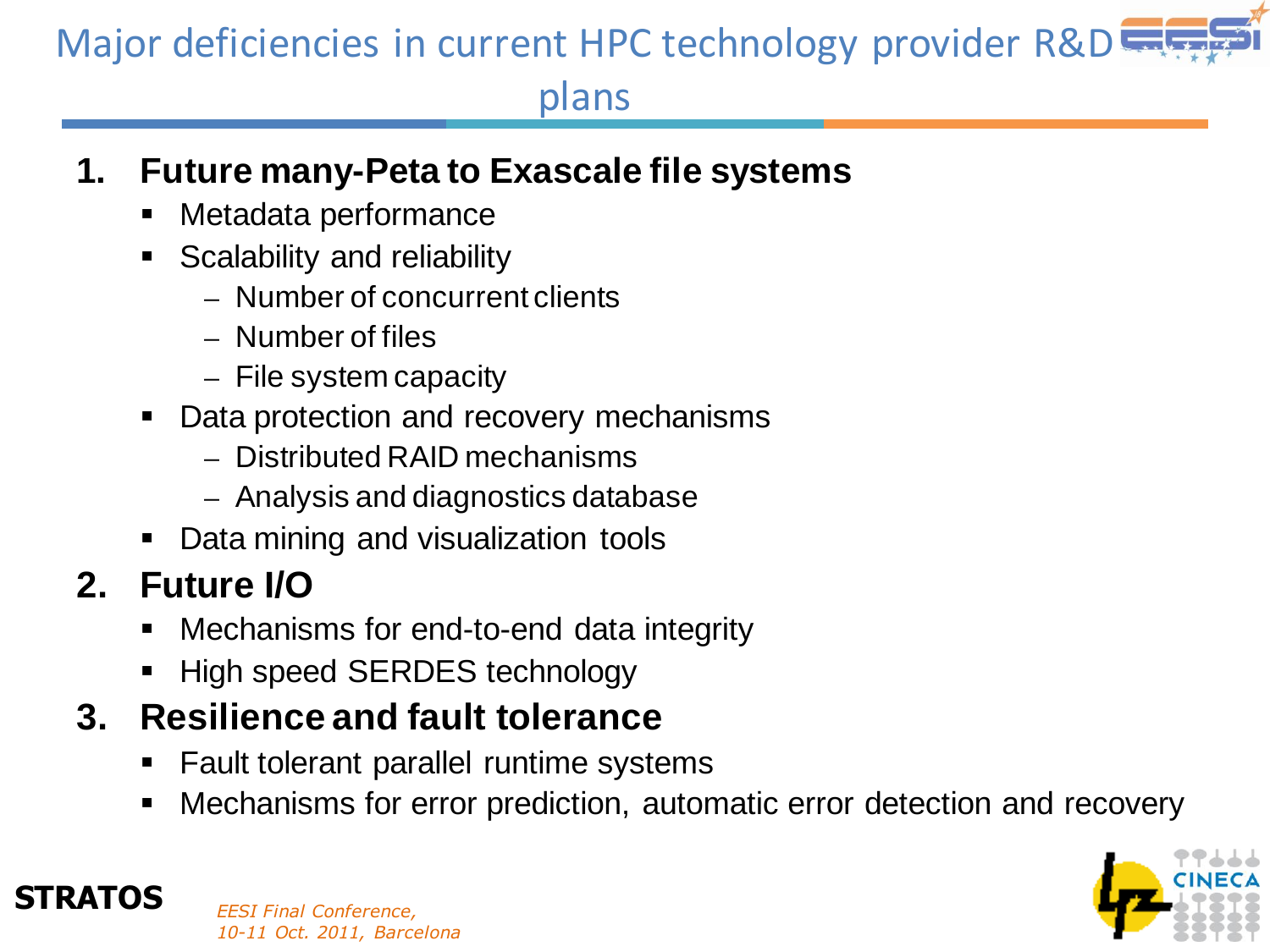# Major deficiencies in current HPC technology provider R&D plans

1. **Future many-Peta to Exascale file systems**
   - Metadata performance
   - Scalability and reliability
     - Number of concurrent clients
     - Number of files
     - File system capacity
   - Data protection and recovery mechanisms
     - Distributed RAID mechanisms
     - Analysis and diagnostics database
   - Data mining and visualization tools
2. **Future I/O**
   - Mechanisms for end-to-end data integrity
   - High speed SERDES technology
3. **Resilience and fault tolerance**
   - Fault tolerant parallel runtime systems
   - Mechanisms for error prediction, automatic error detection and recovery

**STRATOS**

*EESI Final Conference, 10-11 Oct. 2011, Barcelona*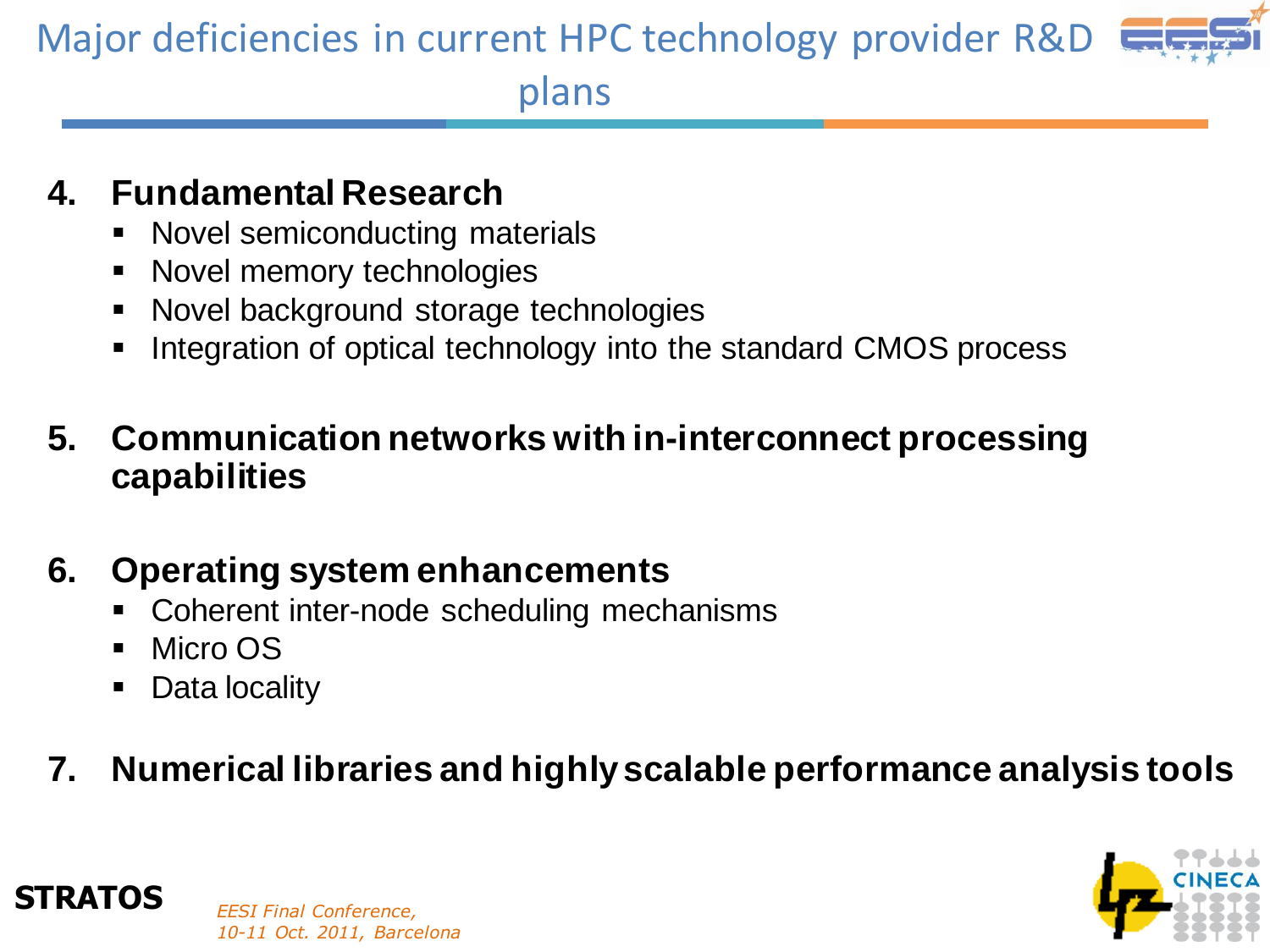# Major deficiencies in current HPC technology provider R&D plans

4. **Fundamental Research**
   - Novel semiconducting materials
   - Novel memory technologies
   - Novel background storage technologies
   - Integration of optical technology into the standard CMOS process

5. **Communication networks with in-interconnect processing capabilities**

6. **Operating system enhancements**
   - Coherent inter-node scheduling mechanisms
   - Micro OS
   - Data locality

7. **Numerical libraries and highly scalable performance analysis tools**

**STRATOS**

*EESI Final Conference, 10-11 Oct. 2011, Barcelona*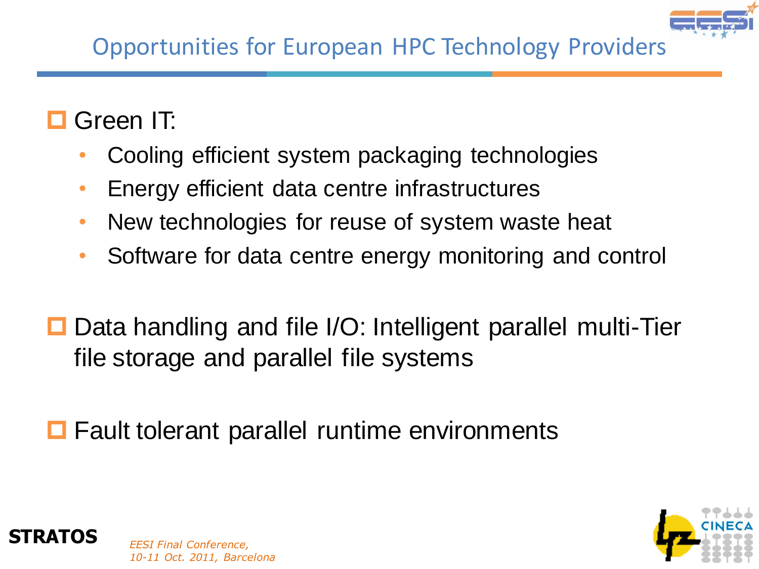# Opportunities for European HPC Technology Providers

- Green IT:
  - Cooling efficient system packaging technologies
  - Energy efficient data centre infrastructures
  - New technologies for reuse of system waste heat
  - Software for data centre energy monitoring and control

- Data handling and file I/O: Intelligent parallel multi-Tier file storage and parallel file systems

- Fault tolerant parallel runtime environments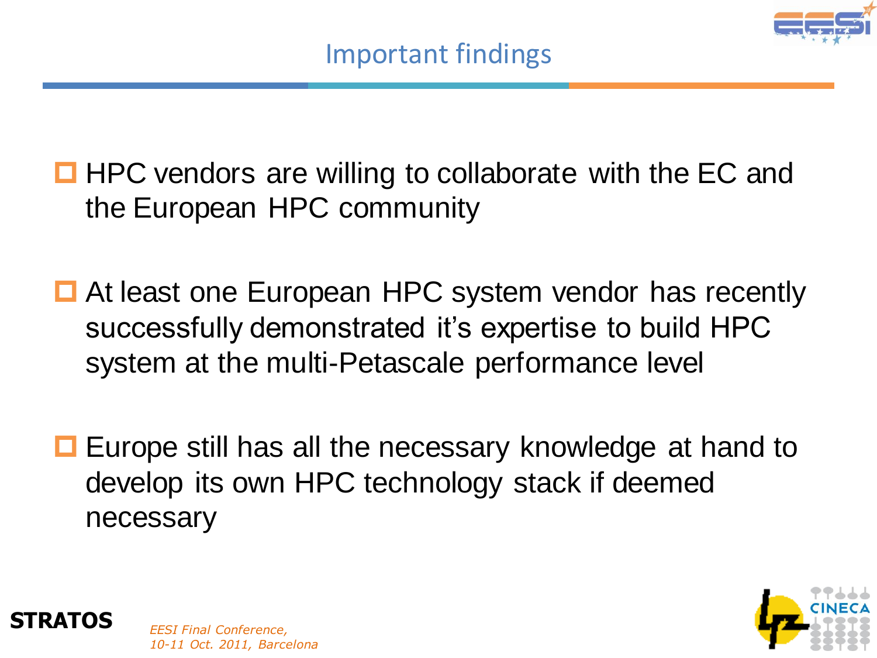# Important findings

- HPC vendors are willing to collaborate with the EC and the European HPC community
- At least one European HPC system vendor has recently successfully demonstrated it's expertise to build HPC system at the multi-Petascale performance level
- Europe still has all the necessary knowledge at hand to develop its own HPC technology stack if deemed necessary

**STRATOS**

*EESI Final Conference, 10-11 Oct. 2011, Barcelona*